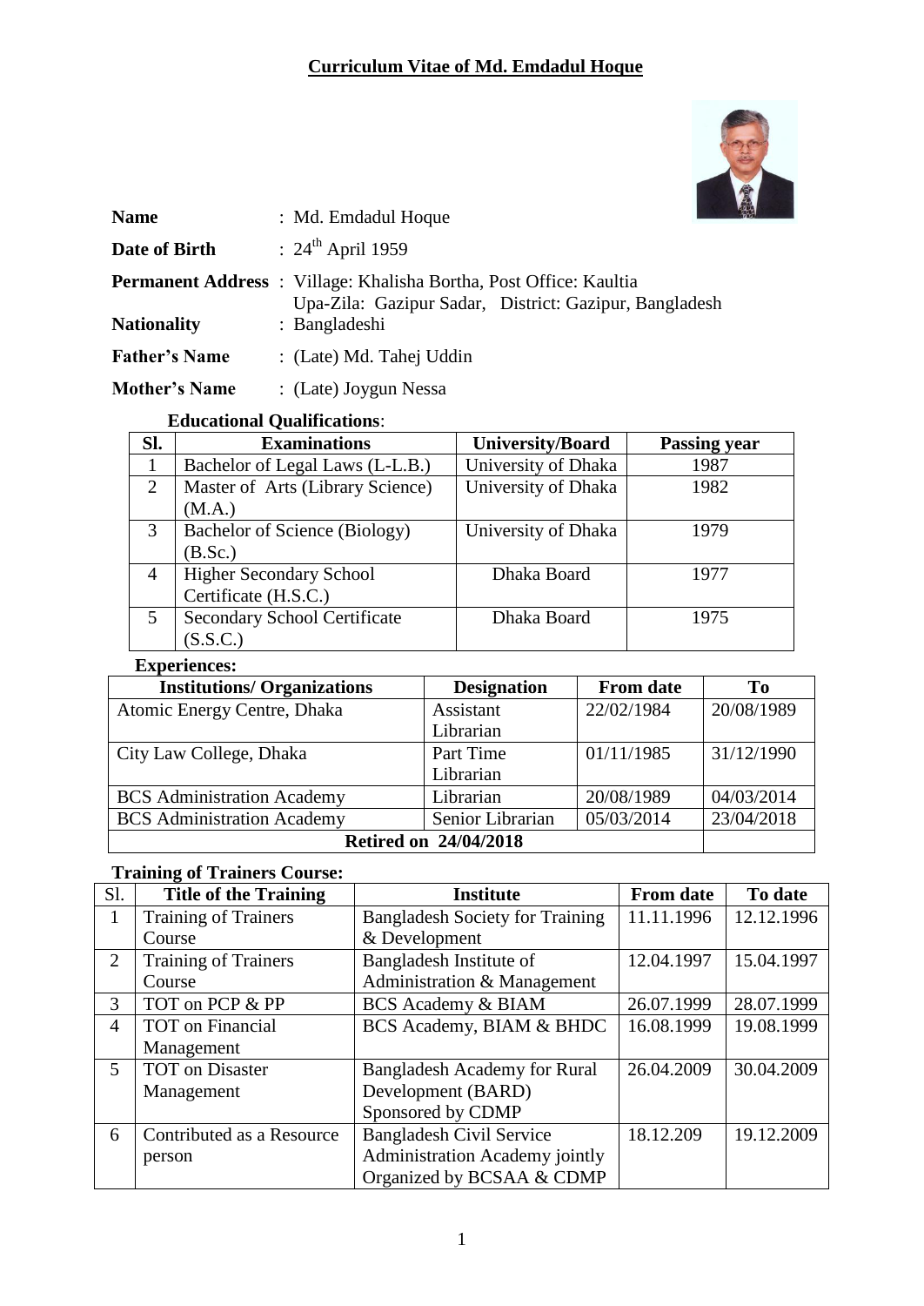# Curriculum Vitae of Md. Emdadul Hoque

**Name** : Md. Emdadul Hoque

**Date of Birth** : 24th April 1959

**Permanent Address** : Village: Khalisha Bortha, Post Office: Kaultia
Upa-Zila: Gazipur Sadar, District: Gazipur, Bangladesh

**Nationality** : Bangladeshi

**Father's Name** : (Late) Md. Tahej Uddin

**Mother's Name** : (Late) Joygun Nessa

**Educational Qualifications**:

| Sl. | Examinations | University/Board | Passing year |
|---|---|---|---|
| 1 | Bachelor of Legal Laws (L-L.B.) | University of Dhaka | 1987 |
| 2 | Master of Arts (Library Science) (M.A.) | University of Dhaka | 1982 |
| 3 | Bachelor of Science (Biology) (B.Sc.) | University of Dhaka | 1979 |
| 4 | Higher Secondary School Certificate (H.S.C.) | Dhaka Board | 1977 |
| 5 | Secondary School Certificate (S.S.C.) | Dhaka Board | 1975 |

**Experiences:**

| Institutions/ Organizations | Designation | From date | To |
|---|---|---|---|
| Atomic Energy Centre, Dhaka | Assistant Librarian | 22/02/1984 | 20/08/1989 |
| City Law College, Dhaka | Part Time Librarian | 01/11/1985 | 31/12/1990 |
| BCS Administration Academy | Librarian | 20/08/1989 | 04/03/2014 |
| BCS Administration Academy | Senior Librarian | 05/03/2014 | 23/04/2018 |
| **Retired on 24/04/2018** | | | |

**Training of Trainers Course:**

| Sl. | Title of the Training | Institute | From date | To date |
|---|---|---|---|---|
| 1 | Training of Trainers Course | Bangladesh Society for Training & Development | 11.11.1996 | 12.12.1996 |
| 2 | Training of Trainers Course | Bangladesh Institute of Administration & Management | 12.04.1997 | 15.04.1997 |
| 3 | TOT on PCP & PP | BCS Academy & BIAM | 26.07.1999 | 28.07.1999 |
| 4 | TOT on Financial Management | BCS Academy, BIAM & BHDC | 16.08.1999 | 19.08.1999 |
| 5 | TOT on Disaster Management | Bangladesh Academy for Rural Development (BARD) Sponsored by CDMP | 26.04.2009 | 30.04.2009 |
| 6 | Contributed as a Resource person | Bangladesh Civil Service Administration Academy jointly Organized by BCSAA & CDMP | 18.12.209 | 19.12.2009 |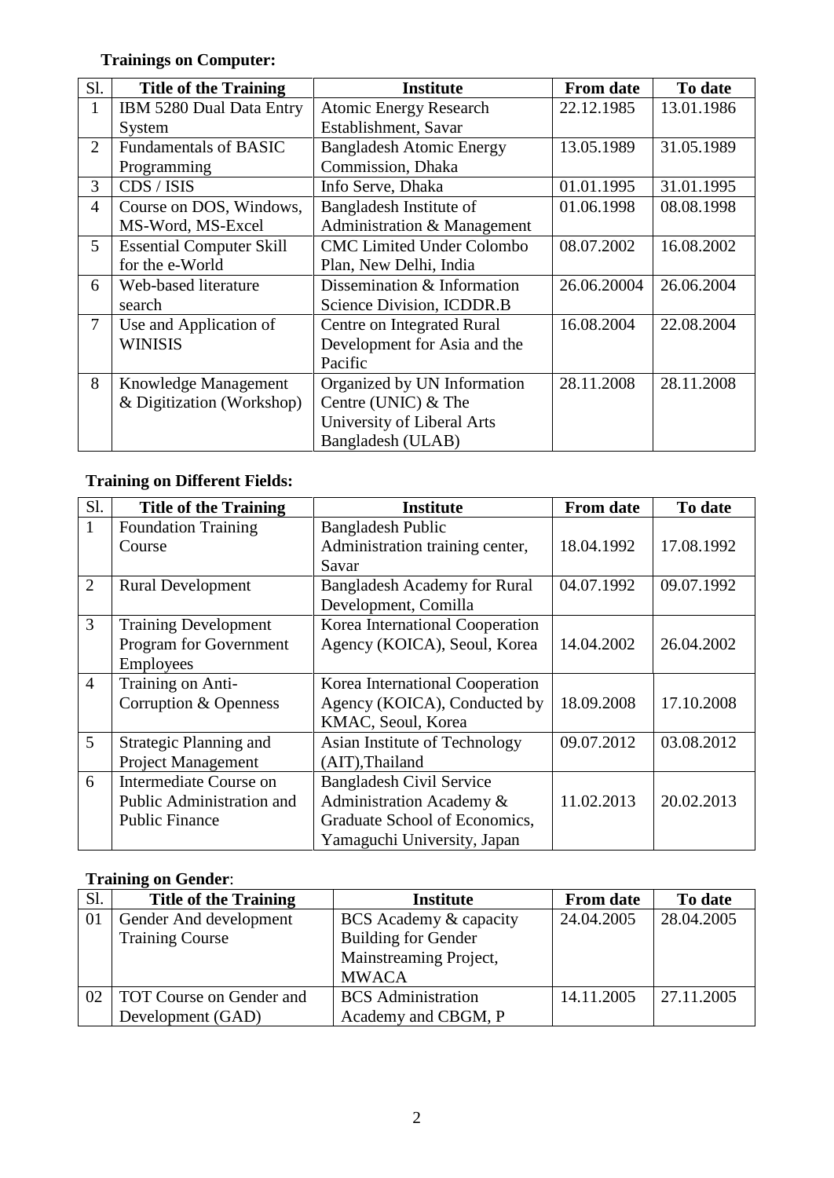**Trainings on Computer:**

| Sl. | Title of the Training | Institute | From date | To date |
|---|---|---|---|---|
| 1 | IBM 5280 Dual Data Entry System | Atomic Energy Research Establishment, Savar | 22.12.1985 | 13.01.1986 |
| 2 | Fundamentals of BASIC Programming | Bangladesh Atomic Energy Commission, Dhaka | 13.05.1989 | 31.05.1989 |
| 3 | CDS / ISIS | Info Serve, Dhaka | 01.01.1995 | 31.01.1995 |
| 4 | Course on DOS, Windows, MS-Word, MS-Excel | Bangladesh Institute of Administration & Management | 01.06.1998 | 08.08.1998 |
| 5 | Essential Computer Skill for the e-World | CMC Limited Under Colombo Plan, New Delhi, India | 08.07.2002 | 16.08.2002 |
| 6 | Web-based literature search | Dissemination & Information Science Division, ICDDR.B | 26.06.20004 | 26.06.2004 |
| 7 | Use and Application of WINISIS | Centre on Integrated Rural Development for Asia and the Pacific | 16.08.2004 | 22.08.2004 |
| 8 | Knowledge Management & Digitization (Workshop) | Organized by UN Information Centre (UNIC) & The University of Liberal Arts Bangladesh (ULAB) | 28.11.2008 | 28.11.2008 |

**Training on Different Fields:**

| Sl. | Title of the Training | Institute | From date | To date |
|---|---|---|---|---|
| 1 | Foundation Training Course | Bangladesh Public Administration training center, Savar | 18.04.1992 | 17.08.1992 |
| 2 | Rural Development | Bangladesh Academy for Rural Development, Comilla | 04.07.1992 | 09.07.1992 |
| 3 | Training Development Program for Government Employees | Korea International Cooperation Agency (KOICA), Seoul, Korea | 14.04.2002 | 26.04.2002 |
| 4 | Training on Anti-Corruption & Openness | Korea International Cooperation Agency (KOICA), Conducted by KMAC, Seoul, Korea | 18.09.2008 | 17.10.2008 |
| 5 | Strategic Planning and Project Management | Asian Institute of Technology (AIT),Thailand | 09.07.2012 | 03.08.2012 |
| 6 | Intermediate Course on Public Administration and Public Finance | Bangladesh Civil Service Administration Academy & Graduate School of Economics, Yamaguchi University, Japan | 11.02.2013 | 20.02.2013 |

**Training on Gender**:

| Sl. | Title of the Training | Institute | From date | To date |
|---|---|---|---|---|
| 01 | Gender And development Training Course | BCS Academy & capacity Building for Gender Mainstreaming Project, MWACA | 24.04.2005 | 28.04.2005 |
| 02 | TOT Course on Gender and Development (GAD) | BCS Administration Academy and CBGM, P | 14.11.2005 | 27.11.2005 |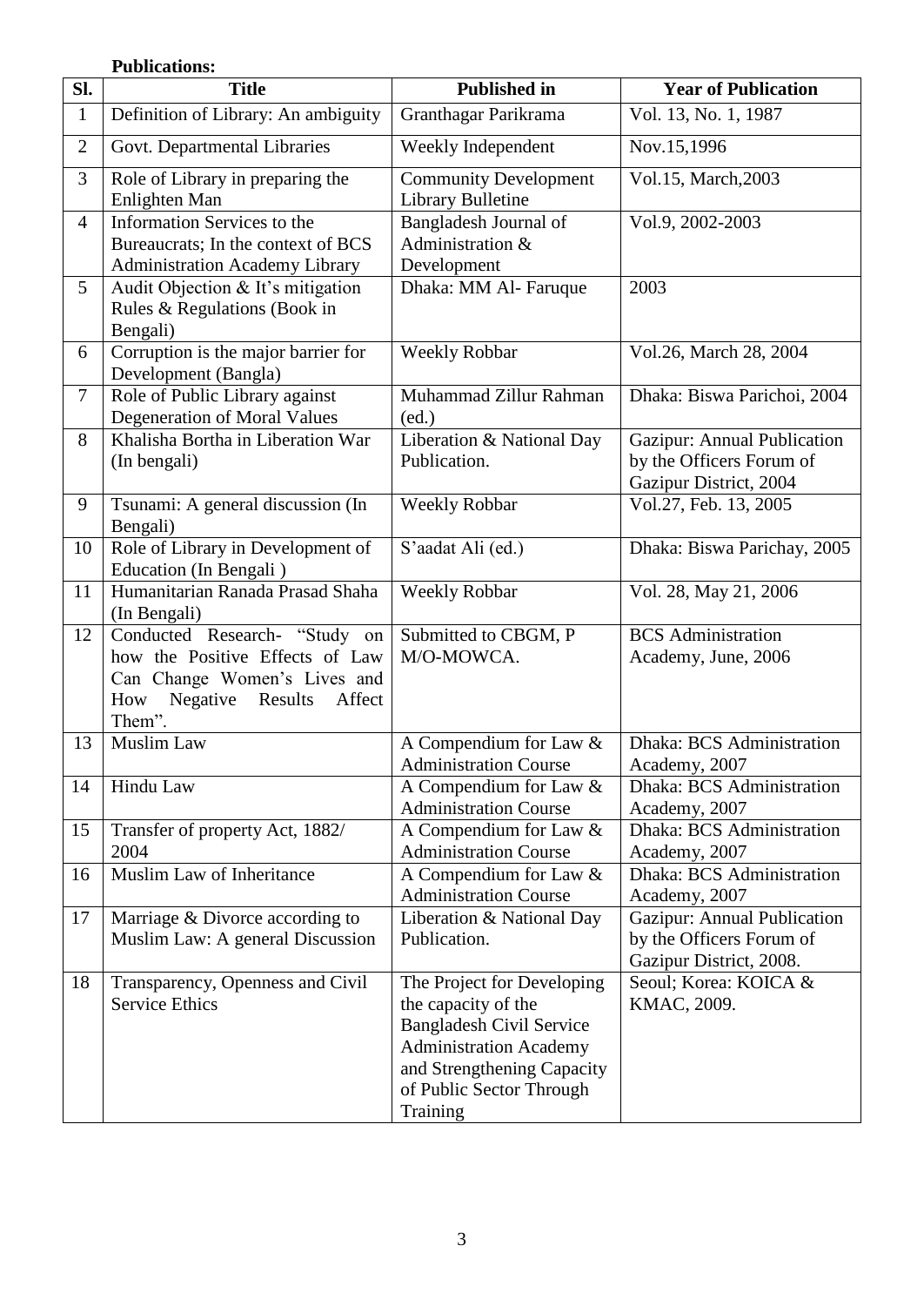**Publications:**

| Sl. | Title | Published in | Year of Publication |
|---|---|---|---|
| 1 | Definition of Library: An ambiguity | Granthagar Parikrama | Vol. 13, No. 1, 1987 |
| 2 | Govt. Departmental Libraries | Weekly Independent | Nov.15,1996 |
| 3 | Role of Library in preparing the Enlighten Man | Community Development Library Bulletine | Vol.15, March,2003 |
| 4 | Information Services to the Bureaucrats; In the context of BCS Administration Academy Library | Bangladesh Journal of Administration & Development | Vol.9, 2002-2003 |
| 5 | Audit Objection & It's mitigation Rules & Regulations (Book in Bengali) | Dhaka: MM Al- Faruque | 2003 |
| 6 | Corruption is the major barrier for Development (Bangla) | Weekly Robbar | Vol.26, March 28, 2004 |
| 7 | Role of Public Library against Degeneration of Moral Values | Muhammad Zillur Rahman (ed.) | Dhaka: Biswa Parichoi, 2004 |
| 8 | Khalisha Bortha in Liberation War (In bengali) | Liberation & National Day Publication. | Gazipur: Annual Publication by the Officers Forum of Gazipur District, 2004 |
| 9 | Tsunami: A general discussion (In Bengali) | Weekly Robbar | Vol.27, Feb. 13, 2005 |
| 10 | Role of Library in Development of Education (In Bengali ) | S'aadat Ali (ed.) | Dhaka: Biswa Parichay, 2005 |
| 11 | Humanitarian Ranada Prasad Shaha (In Bengali) | Weekly Robbar | Vol. 28, May 21, 2006 |
| 12 | Conducted Research- "Study on how the Positive Effects of Law Can Change Women's Lives and How Negative Results Affect Them". | Submitted to CBGM, P M/O-MOWCA. | BCS Administration Academy, June, 2006 |
| 13 | Muslim Law | A Compendium for Law & Administration Course | Dhaka: BCS Administration Academy, 2007 |
| 14 | Hindu Law | A Compendium for Law & Administration Course | Dhaka: BCS Administration Academy, 2007 |
| 15 | Transfer of property Act, 1882/ 2004 | A Compendium for Law & Administration Course | Dhaka: BCS Administration Academy, 2007 |
| 16 | Muslim Law of Inheritance | A Compendium for Law & Administration Course | Dhaka: BCS Administration Academy, 2007 |
| 17 | Marriage & Divorce according to Muslim Law: A general Discussion | Liberation & National Day Publication. | Gazipur: Annual Publication by the Officers Forum of Gazipur District, 2008. |
| 18 | Transparency, Openness and Civil Service Ethics | The Project for Developing the capacity of the Bangladesh Civil Service Administration Academy and Strengthening Capacity of Public Sector Through Training | Seoul; Korea: KOICA & KMAC, 2009. |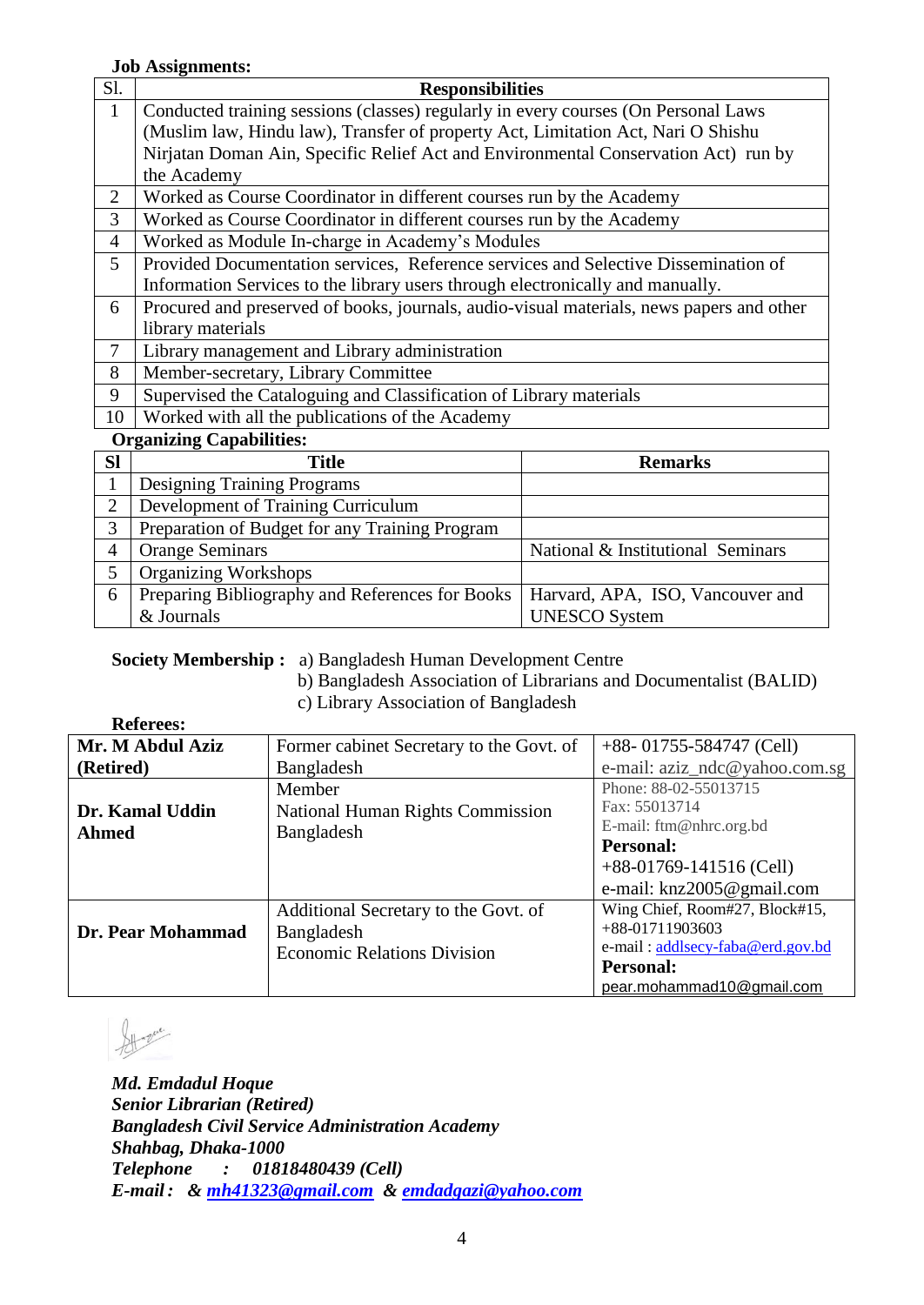**Job Assignments:**

| Sl. | Responsibilities |
|---|---|
| 1 | Conducted training sessions (classes) regularly in every courses (On Personal Laws (Muslim law, Hindu law), Transfer of property Act, Limitation Act, Nari O Shishu Nirjatan Doman Ain, Specific Relief Act and Environmental Conservation Act) run by the Academy |
| 2 | Worked as Course Coordinator in different courses run by the Academy |
| 3 | Worked as Course Coordinator in different courses run by the Academy |
| 4 | Worked as Module In-charge in Academy's Modules |
| 5 | Provided Documentation services, Reference services and Selective Dissemination of Information Services to the library users through electronically and manually. |
| 6 | Procured and preserved of books, journals, audio-visual materials, news papers and other library materials |
| 7 | Library management and Library administration |
| 8 | Member-secretary, Library Committee |
| 9 | Supervised the Cataloguing and Classification of Library materials |
| 10 | Worked with all the publications of the Academy |

**Organizing Capabilities:**

| Sl | Title | Remarks |
|---|---|---|
| 1 | Designing Training Programs | |
| 2 | Development of Training Curriculum | |
| 3 | Preparation of Budget for any Training Program | |
| 4 | Orange Seminars | National & Institutional Seminars |
| 5 | Organizing Workshops | |
| 6 | Preparing Bibliography and References for Books & Journals | Harvard, APA, ISO, Vancouver and UNESCO System |

**Society Membership :** a) Bangladesh Human Development Centre
b) Bangladesh Association of Librarians and Documentalist (BALID)
c) Library Association of Bangladesh

**Referees:**

| | | |
|---|---|---|
| **Mr. M Abdul Aziz (Retired)** | Former cabinet Secretary to the Govt. of Bangladesh | +88- 01755-584747 (Cell)<br>e-mail: aziz_ndc@yahoo.com.sg |
| **Dr. Kamal Uddin Ahmed** | Member<br>National Human Rights Commission Bangladesh | Phone: 88-02-55013715<br>Fax: 55013714<br>E-mail: ftm@nhrc.org.bd<br>**Personal:**<br>+88-01769-141516 (Cell)<br>e-mail: knz2005@gmail.com |
| **Dr. Pear Mohammad** | Additional Secretary to the Govt. of Bangladesh<br>Economic Relations Division | Wing Chief, Room#27, Block#15,<br>+88-01711903603<br>e-mail : addlsecy-faba@erd.gov.bd<br>**Personal:**<br>pear.mohammad10@gmail.com |

***Md. Emdadul Hoque***
***Senior Librarian (Retired)***
***Bangladesh Civil Service Administration Academy***
***Shahbag, Dhaka-1000***
***Telephone : 01818480439 (Cell)***
***E-mail : & mh41323@gmail.com & emdadgazi@yahoo.com***